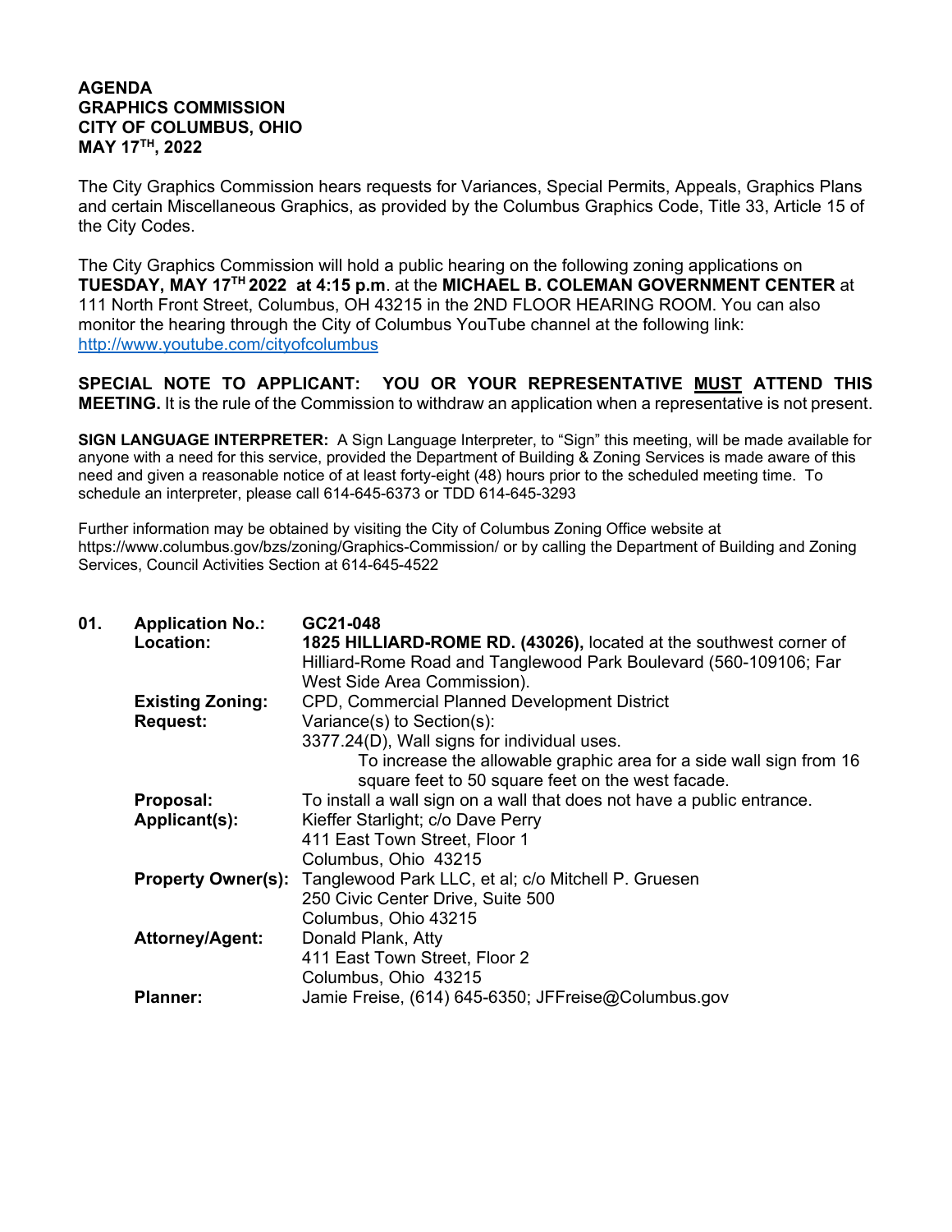**AGENDA**
**GRAPHICS COMMISSION**
**CITY OF COLUMBUS, OHIO**
**MAY 17TH, 2022**

The City Graphics Commission hears requests for Variances, Special Permits, Appeals, Graphics Plans and certain Miscellaneous Graphics, as provided by the Columbus Graphics Code, Title 33, Article 15 of the City Codes.

The City Graphics Commission will hold a public hearing on the following zoning applications on **TUESDAY, MAY 17TH 2022 at 4:15 p.m**. at the **MICHAEL B. COLEMAN GOVERNMENT CENTER** at 111 North Front Street, Columbus, OH 43215 in the 2ND FLOOR HEARING ROOM. You can also monitor the hearing through the City of Columbus YouTube channel at the following link: http://www.youtube.com/cityofcolumbus

**SPECIAL NOTE TO APPLICANT: YOU OR YOUR REPRESENTATIVE MUST ATTEND THIS MEETING.** It is the rule of the Commission to withdraw an application when a representative is not present.

**SIGN LANGUAGE INTERPRETER:** A Sign Language Interpreter, to "Sign" this meeting, will be made available for anyone with a need for this service, provided the Department of Building & Zoning Services is made aware of this need and given a reasonable notice of at least forty-eight (48) hours prior to the scheduled meeting time. To schedule an interpreter, please call 614-645-6373 or TDD 614-645-3293

Further information may be obtained by visiting the City of Columbus Zoning Office website at https://www.columbus.gov/bzs/zoning/Graphics-Commission/ or by calling the Department of Building and Zoning Services, Council Activities Section at 614-645-4522

**01. Application No.:** GC21-048

**Location:** **1825 HILLIARD-ROME RD. (43026),** located at the southwest corner of Hilliard-Rome Road and Tanglewood Park Boulevard (560-109106; Far West Side Area Commission).

**Existing Zoning:** CPD, Commercial Planned Development District

**Request:** Variance(s) to Section(s):
3377.24(D), Wall signs for individual uses.
To increase the allowable graphic area for a side wall sign from 16 square feet to 50 square feet on the west facade.

**Proposal:** To install a wall sign on a wall that does not have a public entrance.

**Applicant(s):** Kieffer Starlight; c/o Dave Perry
411 East Town Street, Floor 1
Columbus, Ohio 43215

**Property Owner(s):** Tanglewood Park LLC, et al; c/o Mitchell P. Gruesen
250 Civic Center Drive, Suite 500
Columbus, Ohio 43215

**Attorney/Agent:** Donald Plank, Atty
411 East Town Street, Floor 2
Columbus, Ohio 43215

**Planner:** Jamie Freise, (614) 645-6350; JFFreise@Columbus.gov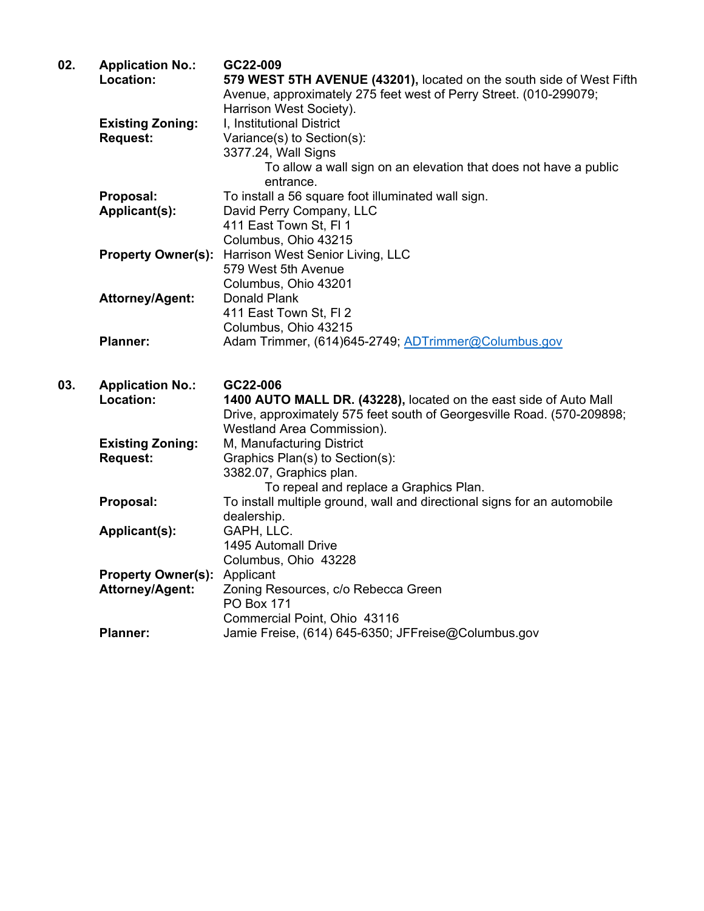**02.** **Application No.:** **GC22-009**

**Location:** **579 WEST 5TH AVENUE (43201),** located on the south side of West Fifth Avenue, approximately 275 feet west of Perry Street. (010-299079; Harrison West Society).

**Existing Zoning:** I, Institutional District

**Request:** Variance(s) to Section(s):
3377.24, Wall Signs
To allow a wall sign on an elevation that does not have a public entrance.

**Proposal:** To install a 56 square foot illuminated wall sign.

**Applicant(s):** David Perry Company, LLC
411 East Town St, Fl 1
Columbus, Ohio 43215

**Property Owner(s):** Harrison West Senior Living, LLC
579 West 5th Avenue
Columbus, Ohio 43201

**Attorney/Agent:** Donald Plank
411 East Town St, Fl 2
Columbus, Ohio 43215

**Planner:** Adam Trimmer, (614)645-2749; ADTrimmer@Columbus.gov

**03.** **Application No.:** **GC22-006**

**Location:** **1400 AUTO MALL DR. (43228),** located on the east side of Auto Mall Drive, approximately 575 feet south of Georgesville Road. (570-209898; Westland Area Commission).

**Existing Zoning:** M, Manufacturing District

**Request:** Graphics Plan(s) to Section(s):
3382.07, Graphics plan.
To repeal and replace a Graphics Plan.

**Proposal:** To install multiple ground, wall and directional signs for an automobile dealership.

**Applicant(s):** GAPH, LLC.
1495 Automall Drive
Columbus, Ohio 43228

**Property Owner(s):** Applicant

**Attorney/Agent:** Zoning Resources, c/o Rebecca Green
PO Box 171
Commercial Point, Ohio 43116

**Planner:** Jamie Freise, (614) 645-6350; JFFreise@Columbus.gov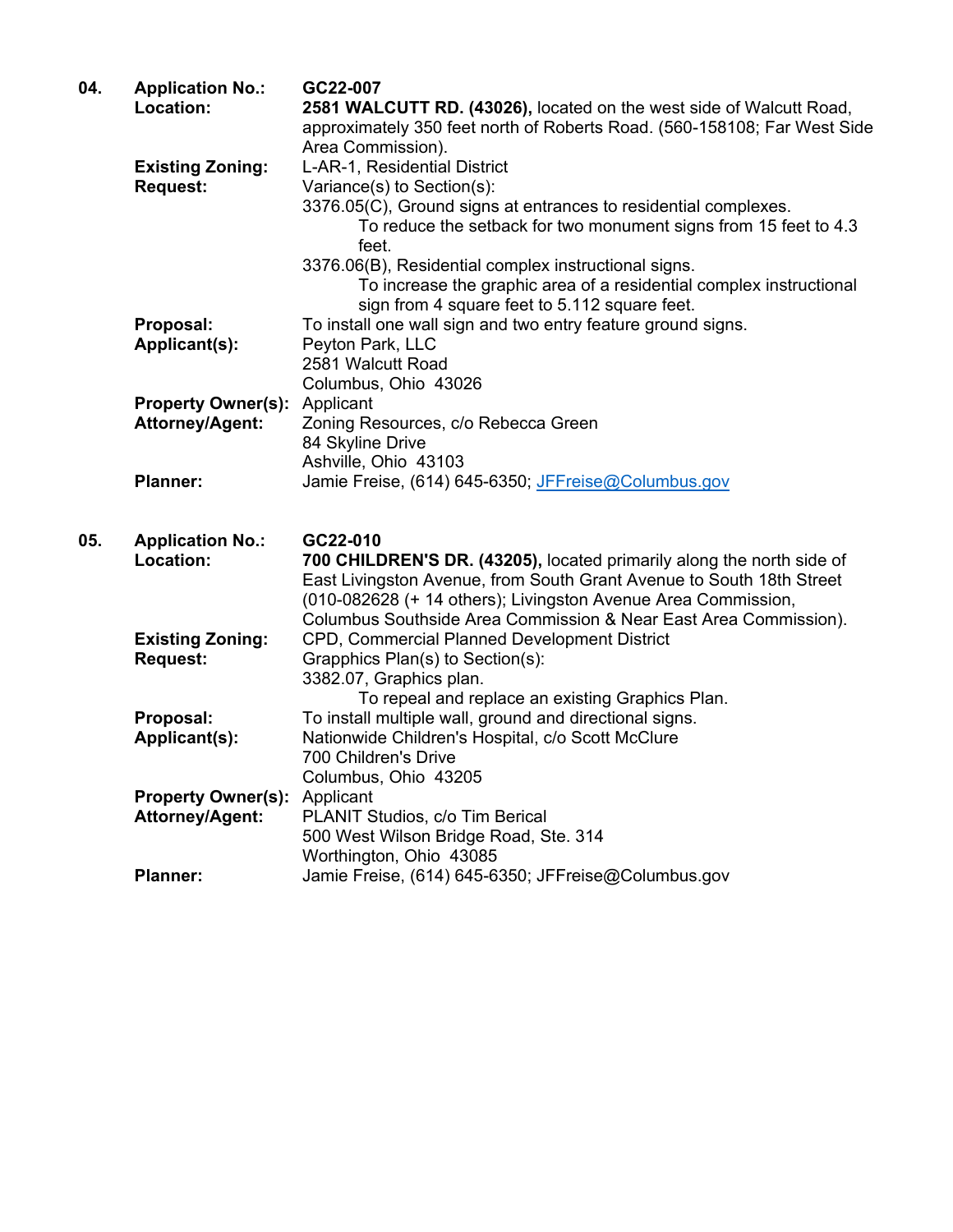**04. Application No.:** **GC22-007**

**Location:** **2581 WALCUTT RD. (43026),** located on the west side of Walcutt Road, approximately 350 feet north of Roberts Road. (560-158108; Far West Side Area Commission).

**Existing Zoning:** L-AR-1, Residential District

**Request:** Variance(s) to Section(s):

3376.05(C), Ground signs at entrances to residential complexes.
 To reduce the setback for two monument signs from 15 feet to 4.3 feet.

3376.06(B), Residential complex instructional signs.
 To increase the graphic area of a residential complex instructional sign from 4 square feet to 5.112 square feet.

**Proposal:** To install one wall sign and two entry feature ground signs.

**Applicant(s):** Peyton Park, LLC
2581 Walcutt Road
Columbus, Ohio 43026

**Property Owner(s):** Applicant

**Attorney/Agent:** Zoning Resources, c/o Rebecca Green
84 Skyline Drive
Ashville, Ohio 43103

**Planner:** Jamie Freise, (614) 645-6350; JFFreise@Columbus.gov

**05. Application No.:** **GC22-010**

**Location:** **700 CHILDREN'S DR. (43205),** located primarily along the north side of East Livingston Avenue, from South Grant Avenue to South 18th Street (010-082628 (+ 14 others); Livingston Avenue Area Commission, Columbus Southside Area Commission & Near East Area Commission).

**Existing Zoning:** CPD, Commercial Planned Development District

**Request:** Grapphics Plan(s) to Section(s):

3382.07, Graphics plan.
 To repeal and replace an existing Graphics Plan.

**Proposal:** To install multiple wall, ground and directional signs.

**Applicant(s):** Nationwide Children's Hospital, c/o Scott McClure
700 Children's Drive
Columbus, Ohio 43205

**Property Owner(s):** Applicant

**Attorney/Agent:** PLANIT Studios, c/o Tim Berical
500 West Wilson Bridge Road, Ste. 314
Worthington, Ohio 43085

**Planner:** Jamie Freise, (614) 645-6350; JFFreise@Columbus.gov